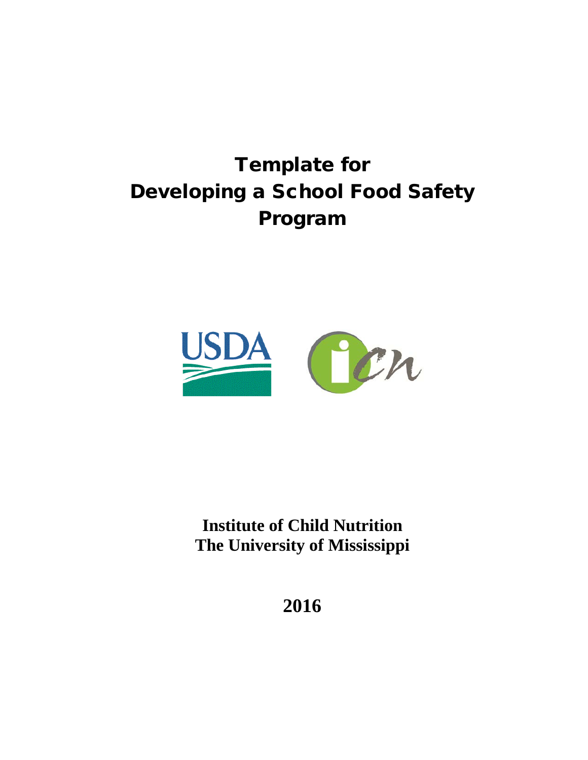# Template for Developing a School Food Safety Program

**Institute of Child Nutrition**
**The University of Mississippi**

**2016**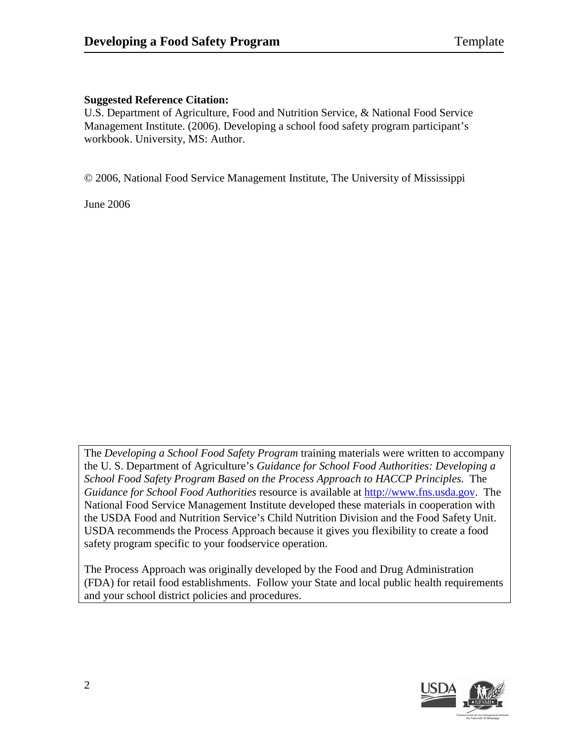**Suggested Reference Citation:**
U.S. Department of Agriculture, Food and Nutrition Service, & National Food Service Management Institute. (2006). Developing a school food safety program participant's workbook. University, MS: Author.

© 2006, National Food Service Management Institute, The University of Mississippi

June 2006

The *Developing a School Food Safety Program* training materials were written to accompany the U. S. Department of Agriculture's *Guidance for School Food Authorities: Developing a School Food Safety Program Based on the Process Approach to HACCP Principles*. The *Guidance for School Food Authorities* resource is available at [http://www.fns.usda.gov](http://www.fns.usda.gov). The National Food Service Management Institute developed these materials in cooperation with the USDA Food and Nutrition Service's Child Nutrition Division and the Food Safety Unit. USDA recommends the Process Approach because it gives you flexibility to create a food safety program specific to your foodservice operation.

The Process Approach was originally developed by the Food and Drug Administration (FDA) for retail food establishments. Follow your State and local public health requirements and your school district policies and procedures.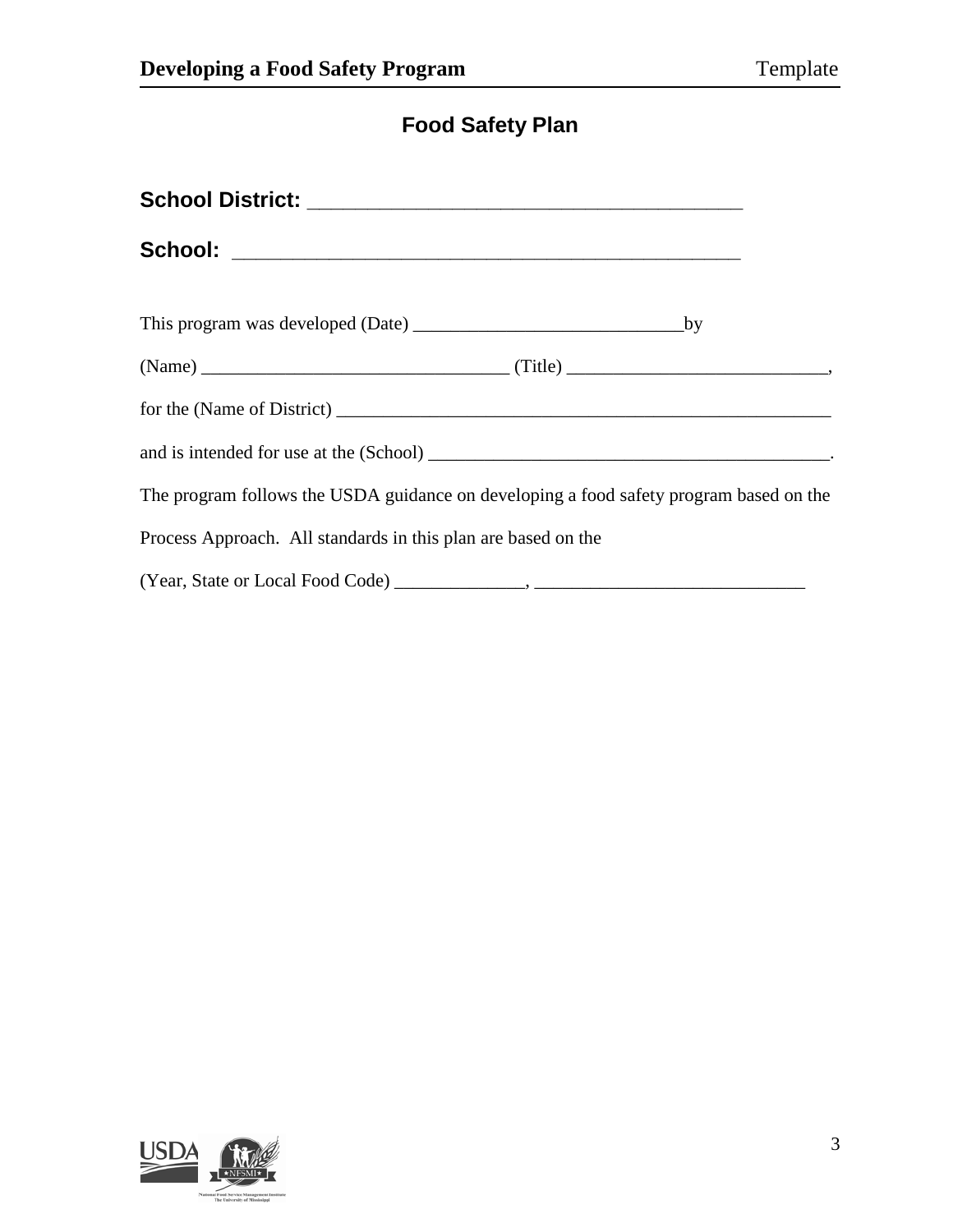# Food Safety Plan

**School District:** ________________________________________

**School:** ______________________________________________

This program was developed (Date) ____________________________by

(Name) ________________________________ (Title) ___________________________,

for the (Name of District) ____________________________________________________

and is intended for use at the (School) __________________________________________.

The program follows the USDA guidance on developing a food safety program based on the Process Approach. All standards in this plan are based on the

(Year, State or Local Food Code) ______________, ____________________________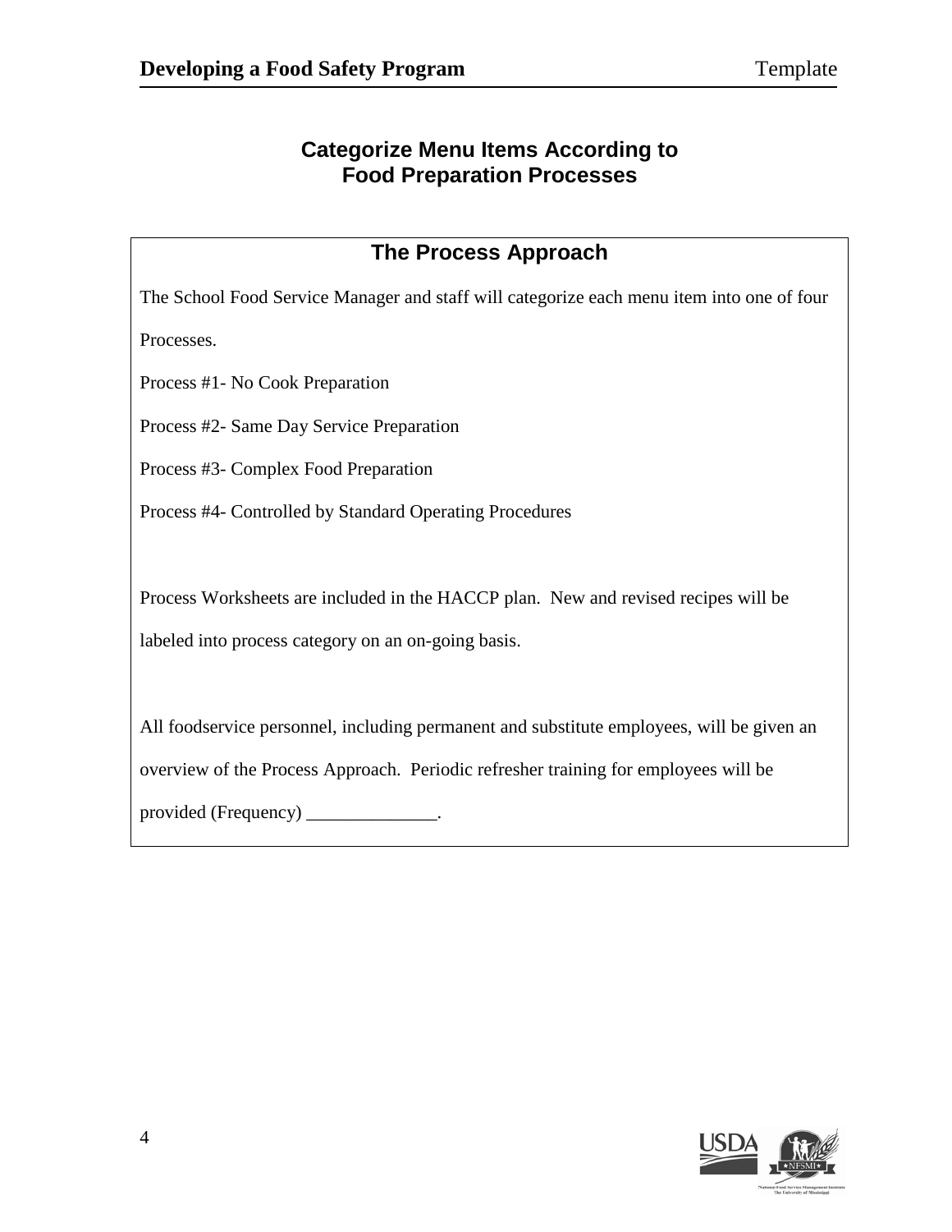# Categorize Menu Items According to Food Preparation Processes

## The Process Approach

The School Food Service Manager and staff will categorize each menu item into one of four Processes.

Process #1- No Cook Preparation

Process #2- Same Day Service Preparation

Process #3- Complex Food Preparation

Process #4- Controlled by Standard Operating Procedures

Process Worksheets are included in the HACCP plan. New and revised recipes will be labeled into process category on an on-going basis.

All foodservice personnel, including permanent and substitute employees, will be given an overview of the Process Approach. Periodic refresher training for employees will be provided (Frequency) ______________.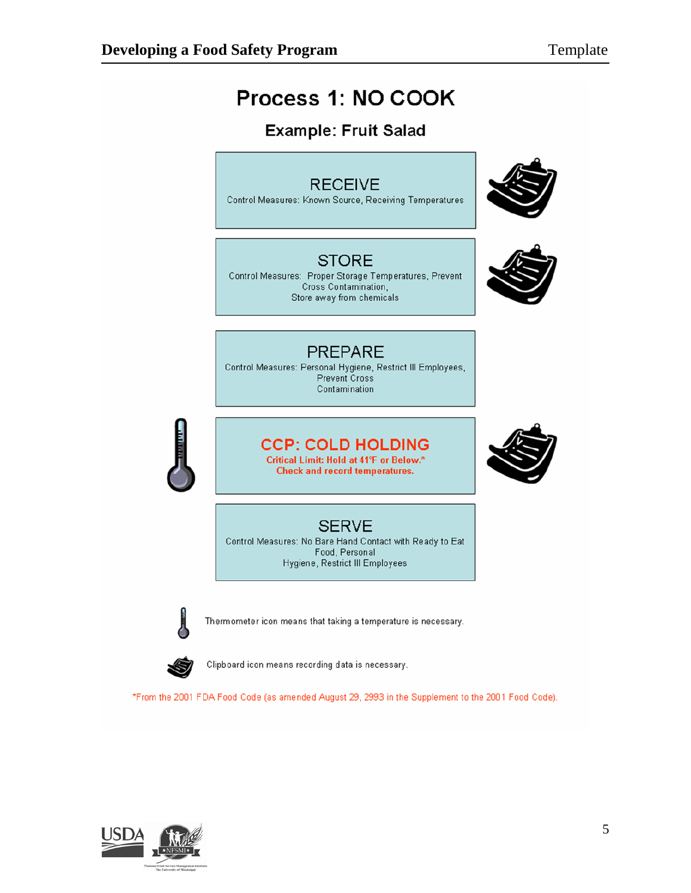# Process 1: NO COOK

## Example: Fruit Salad

**RECEIVE**
Control Measures: Known Source, Receiving Temperatures

**STORE**
Control Measures: Proper Storage Temperatures, Prevent Cross Contamination, Store away from chemicals

**PREPARE**
Control Measures: Personal Hygiene, Restrict Ill Employees, Prevent Cross Contamination

**CCP: COLD HOLDING**
**Critical Limit: Hold at 41°F or Below.***
**Check and record temperatures.**

**SERVE**
Control Measures: No Bare Hand Contact with Ready to Eat Food, Personal Hygiene, Restrict Ill Employees

Thermometer icon means that taking a temperature is necessary.

Clipboard icon means recording data is necessary.

*From the 2001 FDA Food Code (as amended August 29, 2993 in the Supplement to the 2001 Food Code).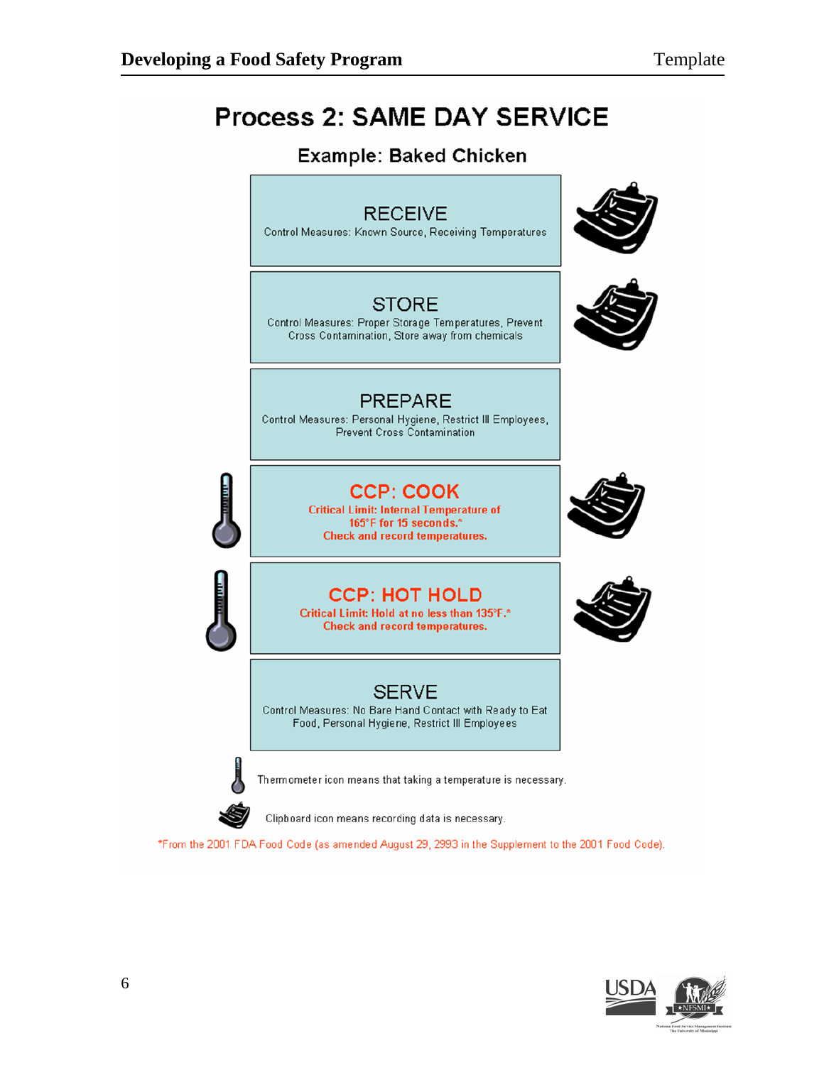# Process 2: SAME DAY SERVICE

## Example: Baked Chicken

**RECEIVE**

Control Measures: Known Source, Receiving Temperatures

**STORE**

Control Measures: Proper Storage Temperatures, Prevent Cross Contamination, Store away from chemicals

**PREPARE**

Control Measures: Personal Hygiene, Restrict Ill Employees, Prevent Cross Contamination

**CCP: COOK**

**Critical Limit: Internal Temperature of 165°F for 15 seconds.***
**Check and record temperatures.**

**CCP: HOT HOLD**

**Critical Limit: Hold at no less than 135°F.***
**Check and record temperatures.**

**SERVE**

Control Measures: No Bare Hand Contact with Ready to Eat Food, Personal Hygiene, Restrict Ill Employees

Thermometer icon means that taking a temperature is necessary.

Clipboard icon means recording data is necessary.

*From the 2001 FDA Food Code (as amended August 29, 2993 in the Supplement to the 2001 Food Code).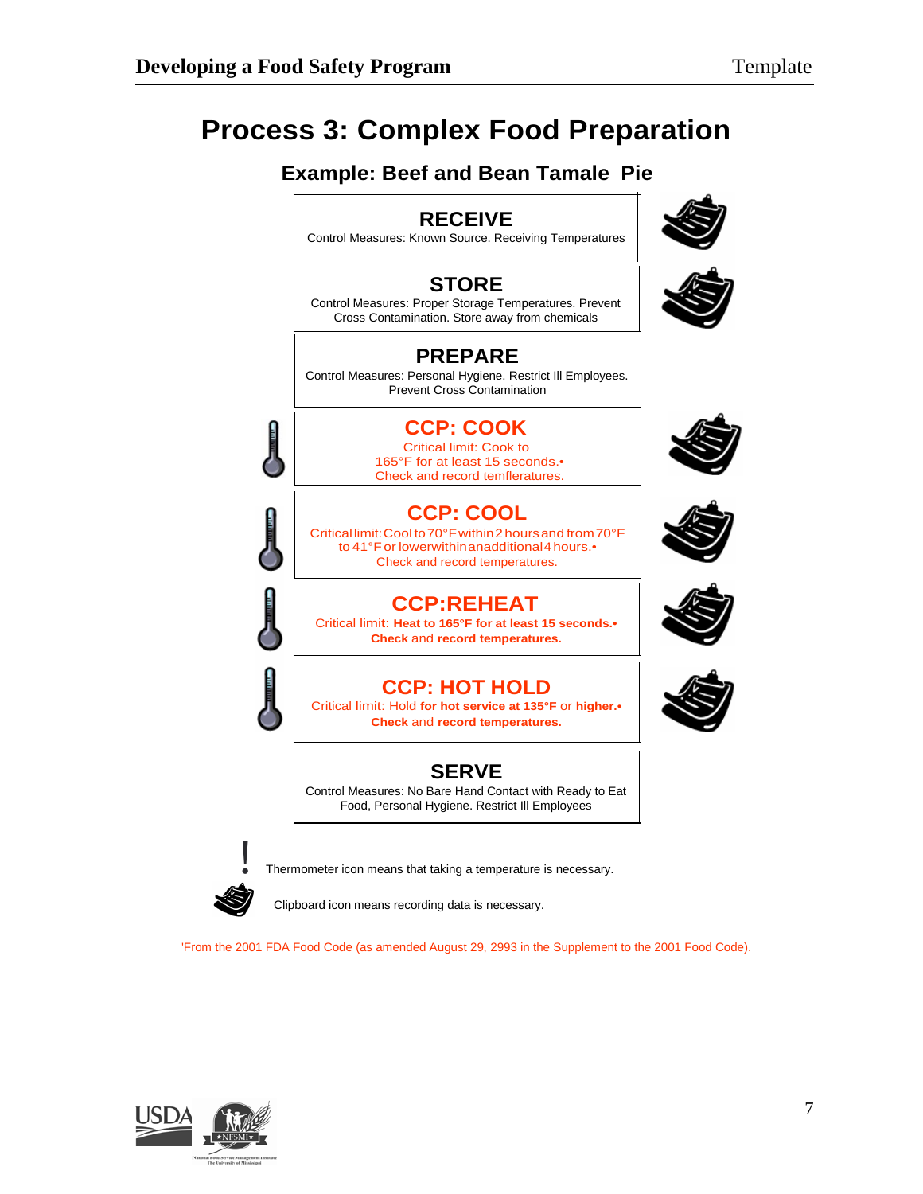# Process 3: Complex Food Preparation

## Example: Beef and Bean Tamale Pie

**RECEIVE**
Control Measures: Known Source. Receiving Temperatures

**STORE**
Control Measures: Proper Storage Temperatures. Prevent Cross Contamination. Store away from chemicals

**PREPARE**
Control Measures: Personal Hygiene. Restrict Ill Employees. Prevent Cross Contamination

**CCP: COOK**
Critical limit: Cook to 165°F for at least 15 seconds.•
Check and record temfleratures.

**CCP: COOL**
Critical limit: Cool to 70°F within 2 hours and from 70°F to 41°F or lower within an additional 4 hours.•
Check and record temperatures.

**CCP:REHEAT**
Critical limit: **Heat to 165°F for at least 15 seconds.•**
**Check** and **record temperatures.**

**CCP: HOT HOLD**
Critical limit: Hold **for hot service at 135°F** or **higher.•**
**Check** and **record temperatures.**

**SERVE**
Control Measures: No Bare Hand Contact with Ready to Eat Food, Personal Hygiene. Restrict Ill Employees

Thermometer icon means that taking a temperature is necessary.

Clipboard icon means recording data is necessary.

'From the 2001 FDA Food Code (as amended August 29, 2993 in the Supplement to the 2001 Food Code).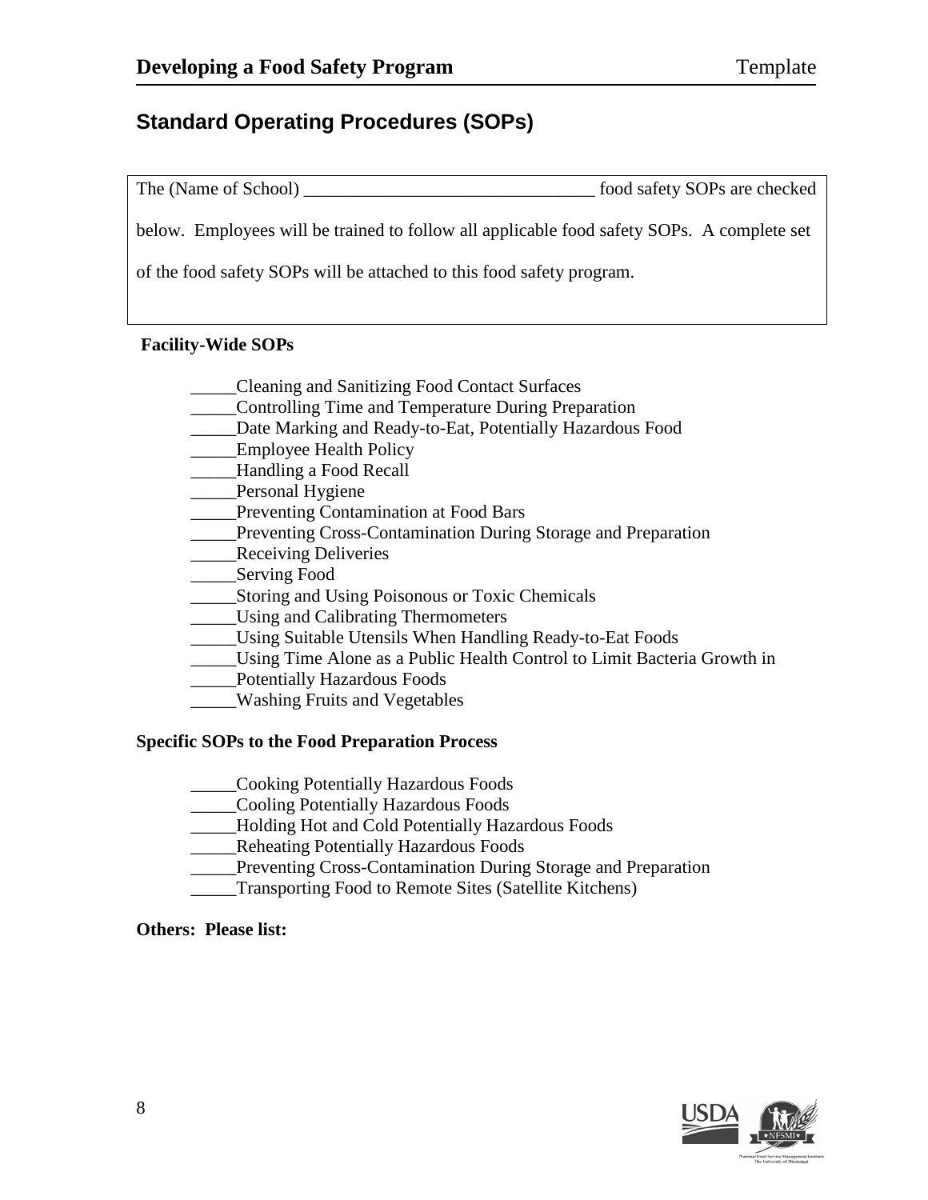## Standard Operating Procedures (SOPs)

The (Name of School) ________________________________ food safety SOPs are checked below. Employees will be trained to follow all applicable food safety SOPs. A complete set of the food safety SOPs will be attached to this food safety program.

**Facility-Wide SOPs**

_____Cleaning and Sanitizing Food Contact Surfaces
_____Controlling Time and Temperature During Preparation
_____Date Marking and Ready-to-Eat, Potentially Hazardous Food
_____Employee Health Policy
_____Handling a Food Recall
_____Personal Hygiene
_____Preventing Contamination at Food Bars
_____Preventing Cross-Contamination During Storage and Preparation
_____Receiving Deliveries
_____Serving Food
_____Storing and Using Poisonous or Toxic Chemicals
_____Using and Calibrating Thermometers
_____Using Suitable Utensils When Handling Ready-to-Eat Foods
_____Using Time Alone as a Public Health Control to Limit Bacteria Growth in
_____Potentially Hazardous Foods
_____Washing Fruits and Vegetables

**Specific SOPs to the Food Preparation Process**

_____Cooking Potentially Hazardous Foods
_____Cooling Potentially Hazardous Foods
_____Holding Hot and Cold Potentially Hazardous Foods
_____Reheating Potentially Hazardous Foods
_____Preventing Cross-Contamination During Storage and Preparation
_____Transporting Food to Remote Sites (Satellite Kitchens)

**Others: Please list:**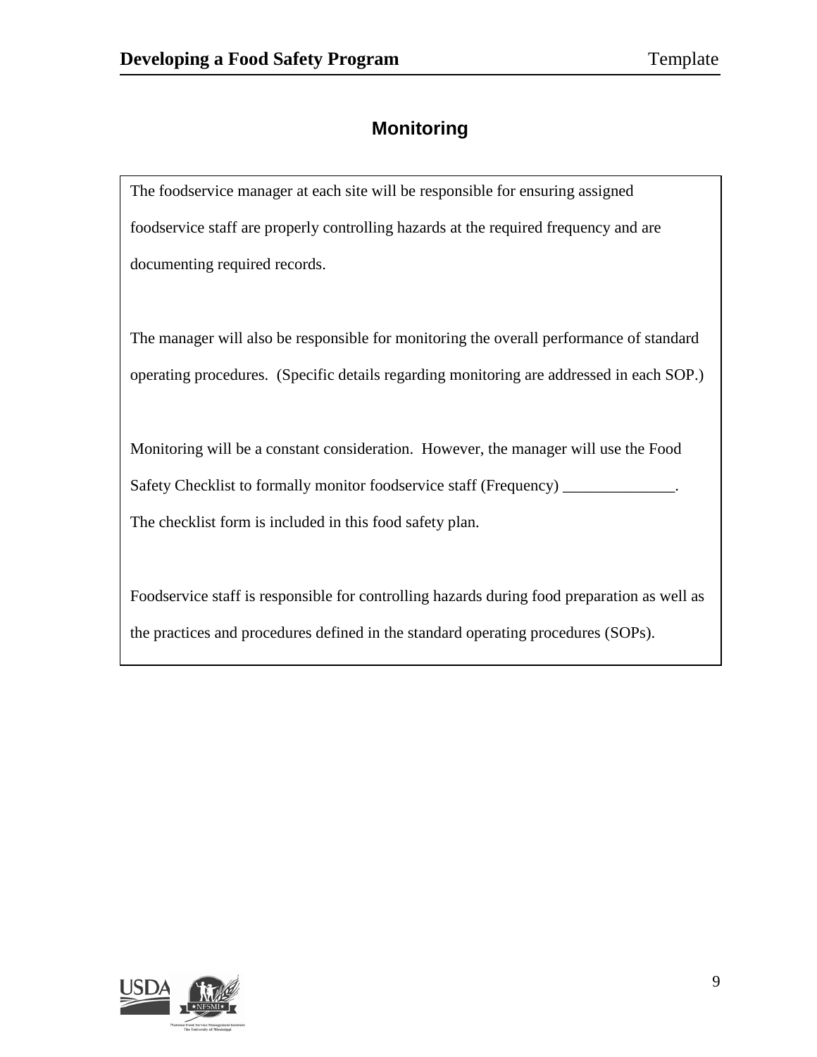## Monitoring

The foodservice manager at each site will be responsible for ensuring assigned foodservice staff are properly controlling hazards at the required frequency and are documenting required records.

The manager will also be responsible for monitoring the overall performance of standard operating procedures.  (Specific details regarding monitoring are addressed in each SOP.)

Monitoring will be a constant consideration.  However, the manager will use the Food Safety Checklist to formally monitor foodservice staff (Frequency) ______________.  The checklist form is included in this food safety plan.

Foodservice staff is responsible for controlling hazards during food preparation as well as the practices and procedures defined in the standard operating procedures (SOPs).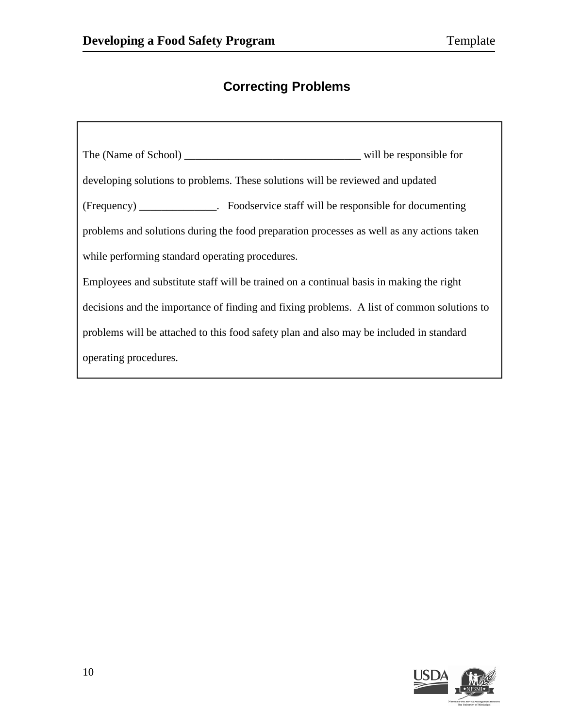## Correcting Problems

The (Name of School) _________________________________ will be responsible for developing solutions to problems. These solutions will be reviewed and updated (Frequency) ______________. Foodservice staff will be responsible for documenting problems and solutions during the food preparation processes as well as any actions taken while performing standard operating procedures.

Employees and substitute staff will be trained on a continual basis in making the right decisions and the importance of finding and fixing problems. A list of common solutions to problems will be attached to this food safety plan and also may be included in standard operating procedures.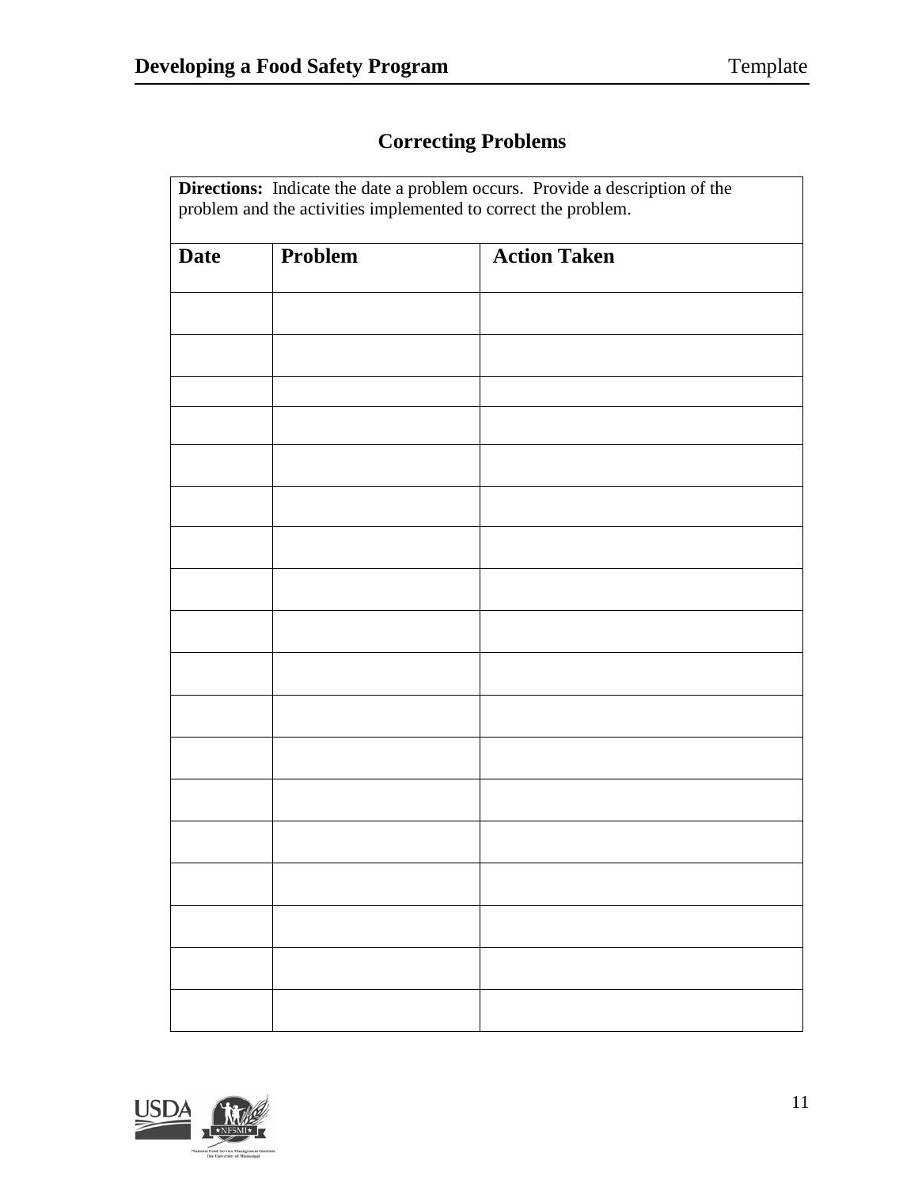## Correcting Problems

**Directions:** Indicate the date a problem occurs. Provide a description of the problem and the activities implemented to correct the problem.

| Date | Problem | Action Taken |
|---|---|---|
| | | |
| | | |
| | | |
| | | |
| | | |
| | | |
| | | |
| | | |
| | | |
| | | |
| | | |
| | | |
| | | |
| | | |
| | | |
| | | |
| | | |
| | | |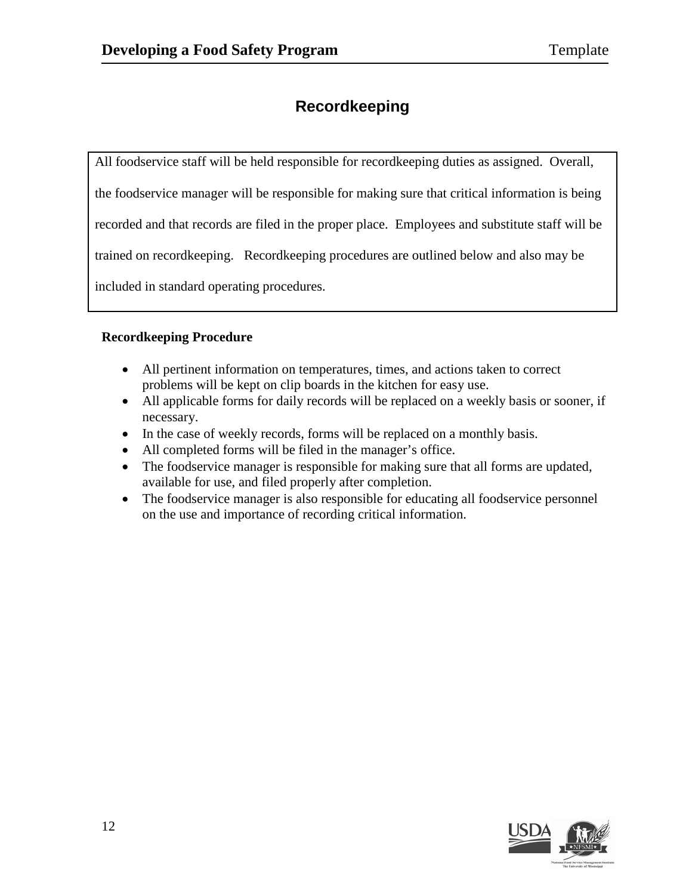# Recordkeeping

All foodservice staff will be held responsible for recordkeeping duties as assigned. Overall, the foodservice manager will be responsible for making sure that critical information is being recorded and that records are filed in the proper place. Employees and substitute staff will be trained on recordkeeping. Recordkeeping procedures are outlined below and also may be included in standard operating procedures.

**Recordkeeping Procedure**

- All pertinent information on temperatures, times, and actions taken to correct problems will be kept on clip boards in the kitchen for easy use.
- All applicable forms for daily records will be replaced on a weekly basis or sooner, if necessary.
- In the case of weekly records, forms will be replaced on a monthly basis.
- All completed forms will be filed in the manager's office.
- The foodservice manager is responsible for making sure that all forms are updated, available for use, and filed properly after completion.
- The foodservice manager is also responsible for educating all foodservice personnel on the use and importance of recording critical information.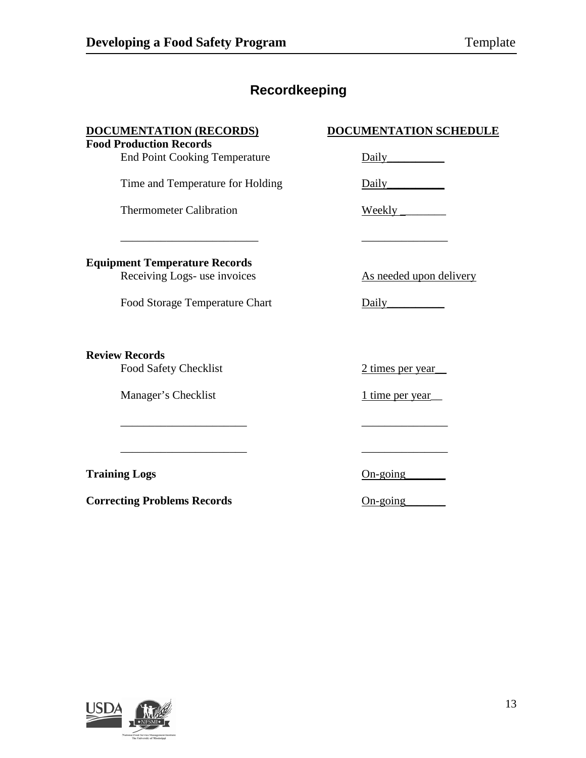## Recordkeeping

| DOCUMENTATION (RECORDS) | DOCUMENTATION SCHEDULE |
|---|---|
| **Food Production Records** | |
| End Point Cooking Temperature | Daily__________ |
| Time and Temperature for Holding | Daily__________ |
| Thermometer Calibration | Weekly ________ |
| ________________________ | _______________ |
| **Equipment Temperature Records** | |
| Receiving Logs- use invoices | As needed upon delivery |
| Food Storage Temperature Chart | Daily__________ |
| **Review Records** | |
| Food Safety Checklist | 2 times per year__ |
| Manager's Checklist | 1 time per year__ |
| ______________________ | _______________ |
| ______________________ | _______________ |
| **Training Logs** | On-going_______ |
| **Correcting Problems Records** | On-going_______ |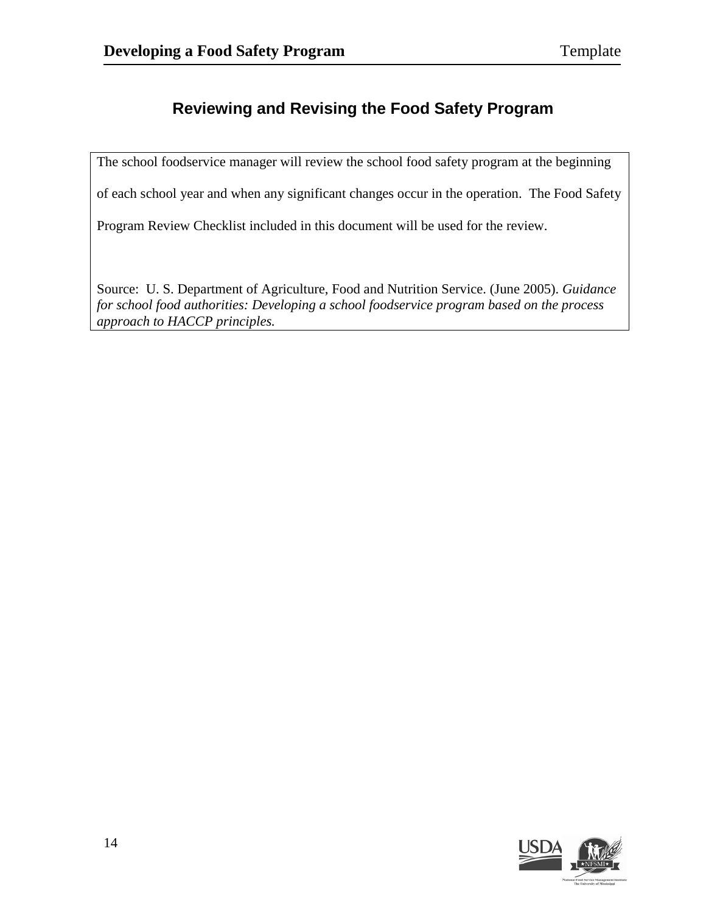## Reviewing and Revising the Food Safety Program

The school foodservice manager will review the school food safety program at the beginning of each school year and when any significant changes occur in the operation. The Food Safety Program Review Checklist included in this document will be used for the review.

Source: U. S. Department of Agriculture, Food and Nutrition Service. (June 2005). *Guidance for school food authorities: Developing a school foodservice program based on the process approach to HACCP principles.*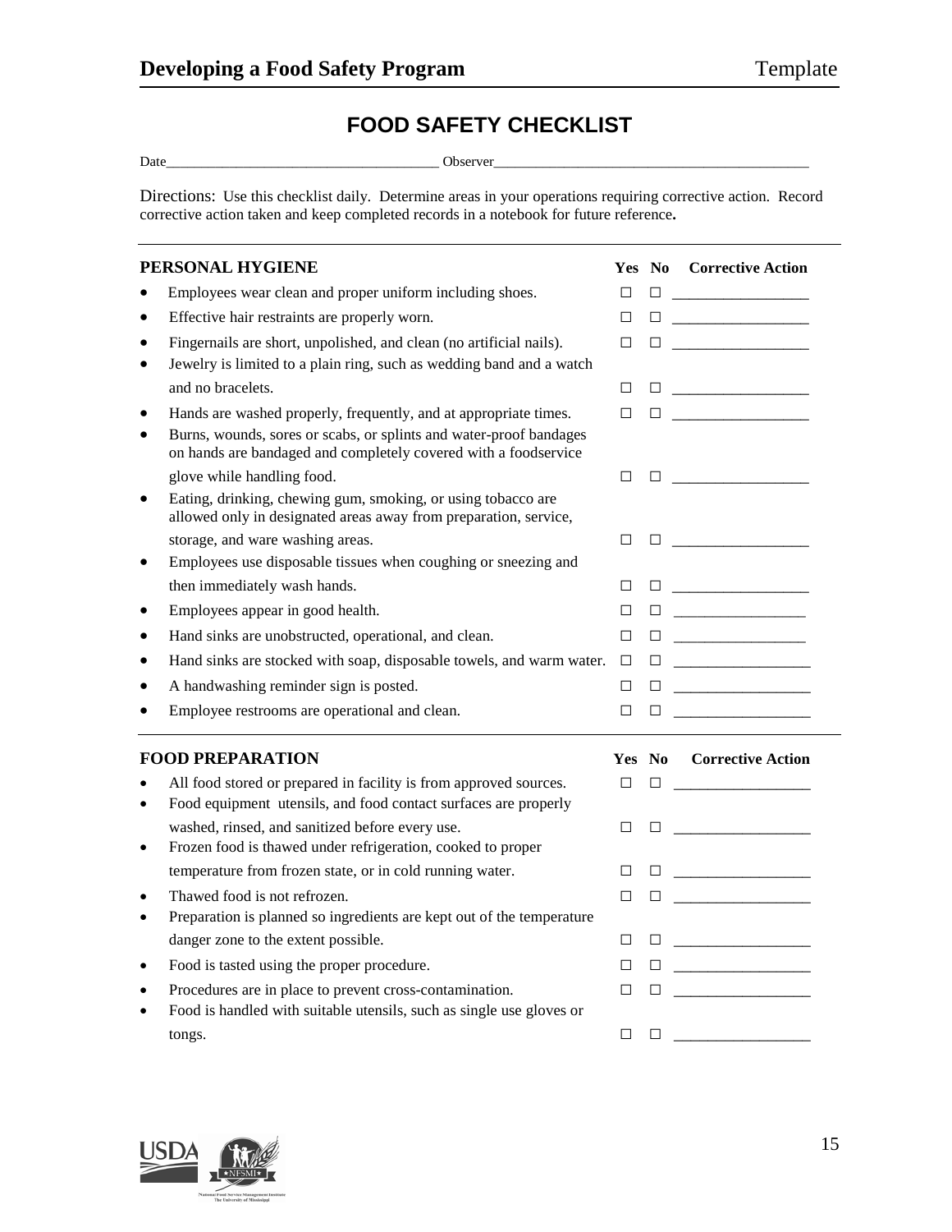# FOOD SAFETY CHECKLIST

Date_______________________________________ Observer_____________________________________________

Directions: Use this checklist daily. Determine areas in your operations requiring corrective action. Record corrective action taken and keep completed records in a notebook for future reference.

| PERSONAL HYGIENE | Yes | No | Corrective Action |
|---|---|---|---|
| • Employees wear clean and proper uniform including shoes. | ☐ | ☐ | _________________ |
| • Effective hair restraints are properly worn. | ☐ | ☐ | _________________ |
| • Fingernails are short, unpolished, and clean (no artificial nails). | ☐ | ☐ | _________________ |
| • Jewelry is limited to a plain ring, such as wedding band and a watch and no bracelets. | ☐ | ☐ | _________________ |
| • Hands are washed properly, frequently, and at appropriate times. | ☐ | ☐ | _________________ |
| • Burns, wounds, sores or scabs, or splints and water-proof bandages on hands are bandaged and completely covered with a foodservice glove while handling food. | ☐ | ☐ | _________________ |
| • Eating, drinking, chewing gum, smoking, or using tobacco are allowed only in designated areas away from preparation, service, storage, and ware washing areas. | ☐ | ☐ | _________________ |
| • Employees use disposable tissues when coughing or sneezing and then immediately wash hands. | ☐ | ☐ | _________________ |
| • Employees appear in good health. | ☐ | ☐ | _________________ |
| • Hand sinks are unobstructed, operational, and clean. | ☐ | ☐ | _________________ |
| • Hand sinks are stocked with soap, disposable towels, and warm water. | ☐ | ☐ | _________________ |
| • A handwashing reminder sign is posted. | ☐ | ☐ | _________________ |
| • Employee restrooms are operational and clean. | ☐ | ☐ | _________________ |

| FOOD PREPARATION | Yes | No | Corrective Action |
|---|---|---|---|
| • All food stored or prepared in facility is from approved sources. | ☐ | ☐ | _________________ |
| • Food equipment utensils, and food contact surfaces are properly washed, rinsed, and sanitized before every use. | ☐ | ☐ | _________________ |
| • Frozen food is thawed under refrigeration, cooked to proper temperature from frozen state, or in cold running water. | ☐ | ☐ | _________________ |
| • Thawed food is not refrozen. | ☐ | ☐ | _________________ |
| • Preparation is planned so ingredients are kept out of the temperature danger zone to the extent possible. | ☐ | ☐ | _________________ |
| • Food is tasted using the proper procedure. | ☐ | ☐ | _________________ |
| • Procedures are in place to prevent cross-contamination. | ☐ | ☐ | _________________ |
| • Food is handled with suitable utensils, such as single use gloves or tongs. | ☐ | ☐ | _________________ |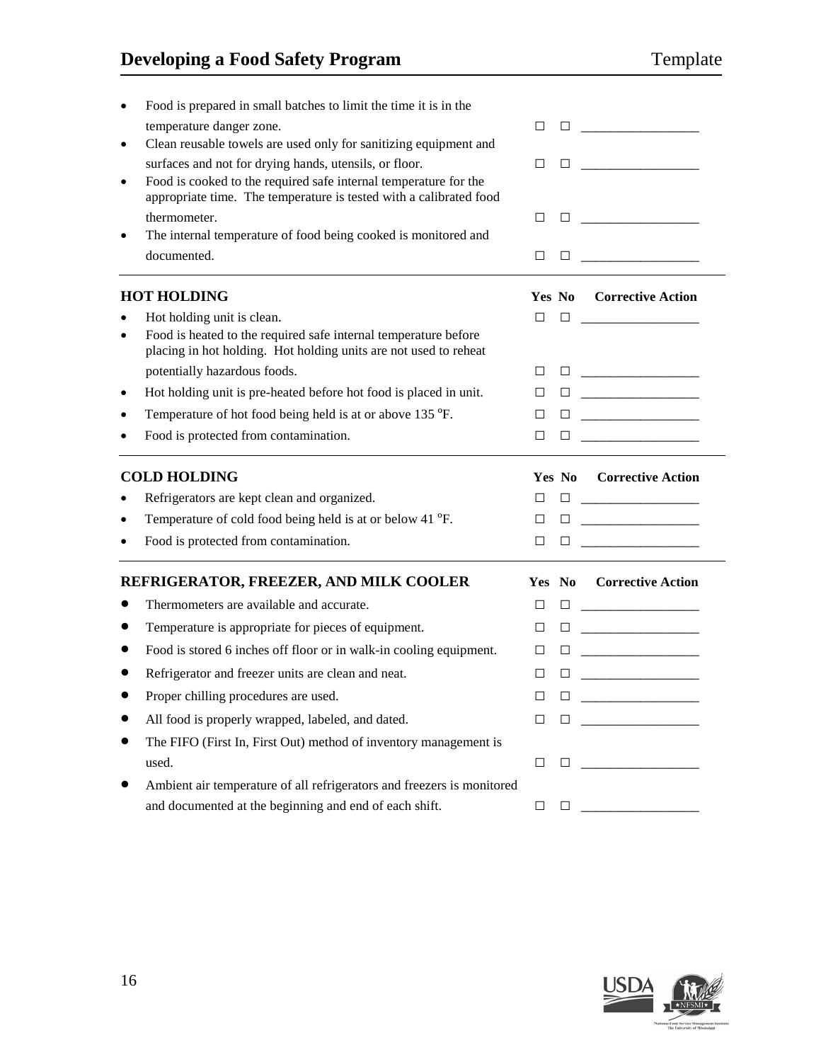| | Yes | No | Corrective Action |
|---|---|---|---|
| • Food is prepared in small batches to limit the time it is in the temperature danger zone. | ☐ | ☐ | _________________ |
| • Clean reusable towels are used only for sanitizing equipment and surfaces and not for drying hands, utensils, or floor. | ☐ | ☐ | _________________ |
| • Food is cooked to the required safe internal temperature for the appropriate time. The temperature is tested with a calibrated food thermometer. | ☐ | ☐ | _________________ |
| • The internal temperature of food being cooked is monitored and documented. | ☐ | ☐ | _________________ |

| **HOT HOLDING** | **Yes** | **No** | **Corrective Action** |
|---|---|---|---|
| • Hot holding unit is clean. | ☐ | ☐ | _________________ |
| • Food is heated to the required safe internal temperature before placing in hot holding. Hot holding units are not used to reheat potentially hazardous foods. | ☐ | ☐ | _________________ |
| • Hot holding unit is pre-heated before hot food is placed in unit. | ☐ | ☐ | _________________ |
| • Temperature of hot food being held is at or above 135 $^{o}$F. | ☐ | ☐ | _________________ |
| • Food is protected from contamination. | ☐ | ☐ | _________________ |

| **COLD HOLDING** | **Yes** | **No** | **Corrective Action** |
|---|---|---|---|
| • Refrigerators are kept clean and organized. | ☐ | ☐ | _________________ |
| • Temperature of cold food being held is at or below 41 $^{o}$F. | ☐ | ☐ | _________________ |
| • Food is protected from contamination. | ☐ | ☐ | _________________ |

| **REFRIGERATOR, FREEZER, AND MILK COOLER** | **Yes** | **No** | **Corrective Action** |
|---|---|---|---|
| • Thermometers are available and accurate. | ☐ | ☐ | _________________ |
| • Temperature is appropriate for pieces of equipment. | ☐ | ☐ | _________________ |
| • Food is stored 6 inches off floor or in walk-in cooling equipment. | ☐ | ☐ | _________________ |
| • Refrigerator and freezer units are clean and neat. | ☐ | ☐ | _________________ |
| • Proper chilling procedures are used. | ☐ | ☐ | _________________ |
| • All food is properly wrapped, labeled, and dated. | ☐ | ☐ | _________________ |
| • The FIFO (First In, First Out) method of inventory management is used. | ☐ | ☐ | _________________ |
| • Ambient air temperature of all refrigerators and freezers is monitored and documented at the beginning and end of each shift. | ☐ | ☐ | _________________ |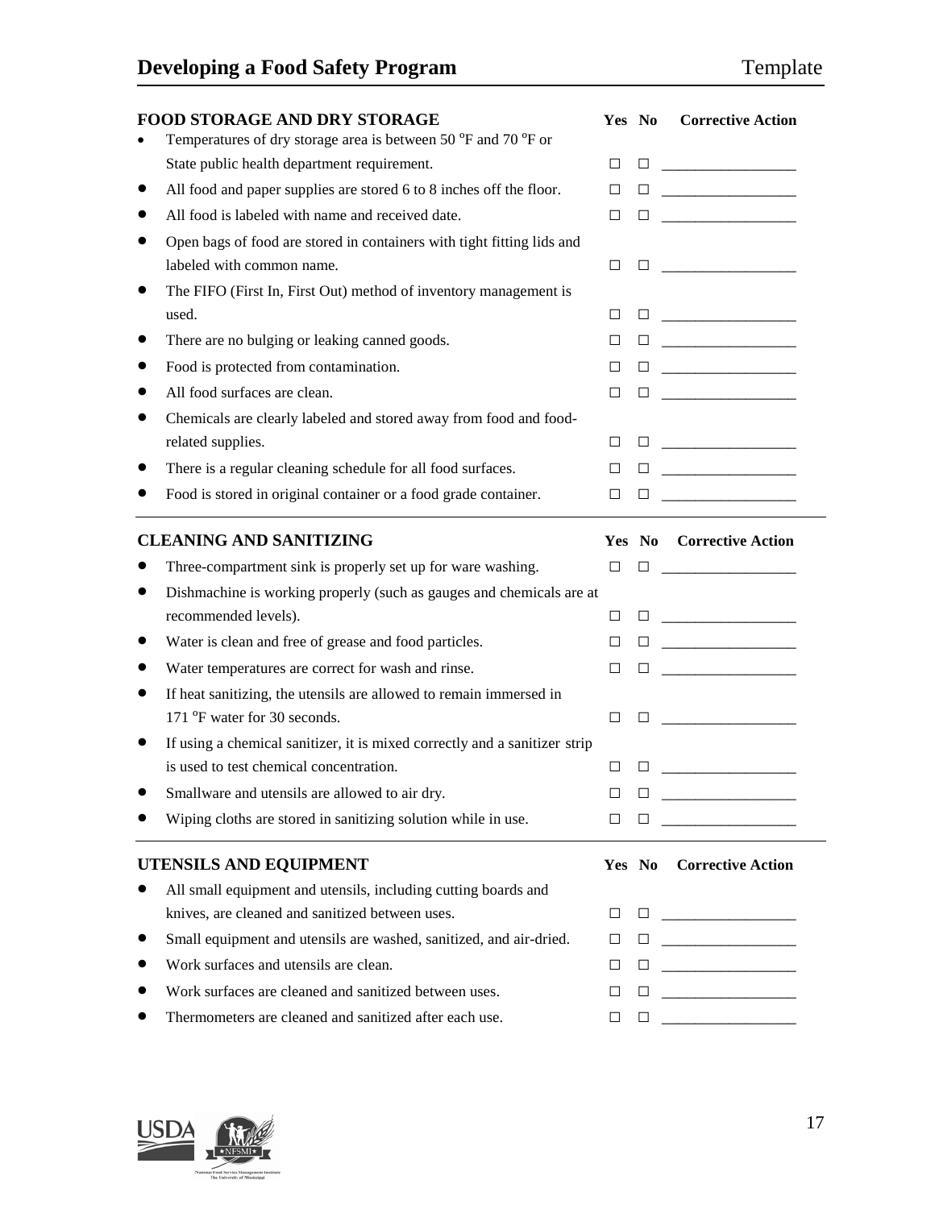| FOOD STORAGE AND DRY STORAGE | Yes | No | Corrective Action |
|---|---|---|---|
| • Temperatures of dry storage area is between 50 °F and 70 °F or State public health department requirement. | ☐ | ☐ | __________________ |
| • All food and paper supplies are stored 6 to 8 inches off the floor. | ☐ | ☐ | __________________ |
| • All food is labeled with name and received date. | ☐ | ☐ | __________________ |
| • Open bags of food are stored in containers with tight fitting lids and labeled with common name. | ☐ | ☐ | __________________ |
| • The FIFO (First In, First Out) method of inventory management is used. | ☐ | ☐ | __________________ |
| • There are no bulging or leaking canned goods. | ☐ | ☐ | __________________ |
| • Food is protected from contamination. | ☐ | ☐ | __________________ |
| • All food surfaces are clean. | ☐ | ☐ | __________________ |
| • Chemicals are clearly labeled and stored away from food and food-related supplies. | ☐ | ☐ | __________________ |
| • There is a regular cleaning schedule for all food surfaces. | ☐ | ☐ | __________________ |
| • Food is stored in original container or a food grade container. | ☐ | ☐ | __________________ |

| CLEANING AND SANITIZING | Yes | No | Corrective Action |
|---|---|---|---|
| • Three-compartment sink is properly set up for ware washing. | ☐ | ☐ | __________________ |
| • Dishmachine is working properly (such as gauges and chemicals are at recommended levels). | ☐ | ☐ | __________________ |
| • Water is clean and free of grease and food particles. | ☐ | ☐ | __________________ |
| • Water temperatures are correct for wash and rinse. | ☐ | ☐ | __________________ |
| • If heat sanitizing, the utensils are allowed to remain immersed in 171 °F water for 30 seconds. | ☐ | ☐ | __________________ |
| • If using a chemical sanitizer, it is mixed correctly and a sanitizer strip is used to test chemical concentration. | ☐ | ☐ | __________________ |
| • Smallware and utensils are allowed to air dry. | ☐ | ☐ | __________________ |
| • Wiping cloths are stored in sanitizing solution while in use. | ☐ | ☐ | __________________ |

| UTENSILS AND EQUIPMENT | Yes | No | Corrective Action |
|---|---|---|---|
| • All small equipment and utensils, including cutting boards and knives, are cleaned and sanitized between uses. | ☐ | ☐ | __________________ |
| • Small equipment and utensils are washed, sanitized, and air-dried. | ☐ | ☐ | __________________ |
| • Work surfaces and utensils are clean. | ☐ | ☐ | __________________ |
| • Work surfaces are cleaned and sanitized between uses. | ☐ | ☐ | __________________ |
| • Thermometers are cleaned and sanitized after each use. | ☐ | ☐ | __________________ |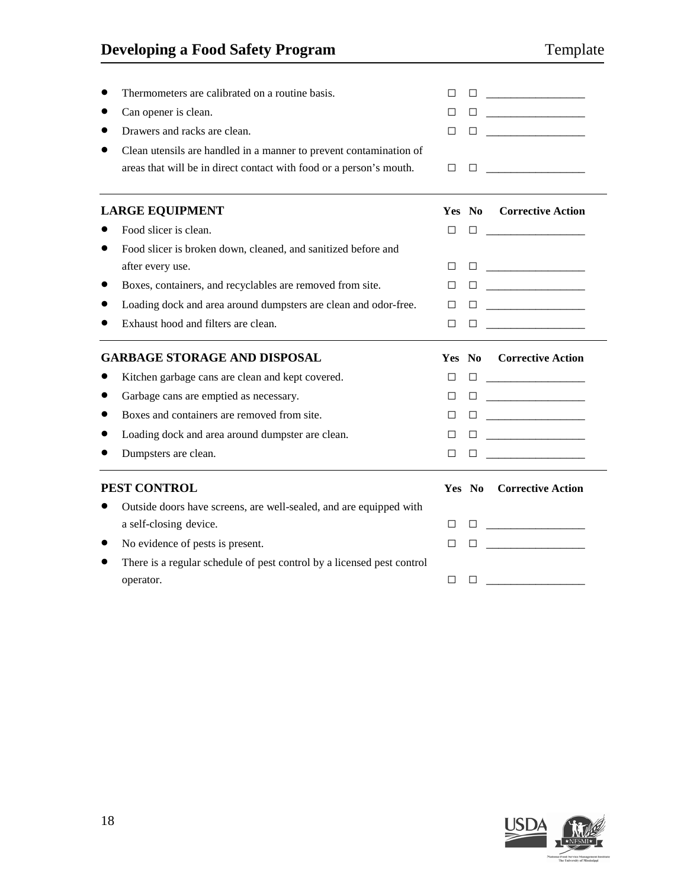- Thermometers are calibrated on a routine basis. ☐ ☐ __________________
- Can opener is clean. ☐ ☐ __________________
- Drawers and racks are clean. ☐ ☐ __________________
- Clean utensils are handled in a manner to prevent contamination of areas that will be in direct contact with food or a person's mouth. ☐ ☐ __________________

| LARGE EQUIPMENT | Yes | No | Corrective Action |
|---|---|---|---|
| • Food slicer is clean. | ☐ | ☐ | __________________ |
| • Food slicer is broken down, cleaned, and sanitized before and after every use. | ☐ | ☐ | __________________ |
| • Boxes, containers, and recyclables are removed from site. | ☐ | ☐ | __________________ |
| • Loading dock and area around dumpsters are clean and odor-free. | ☐ | ☐ | __________________ |
| • Exhaust hood and filters are clean. | ☐ | ☐ | __________________ |

| GARBAGE STORAGE AND DISPOSAL | Yes | No | Corrective Action |
|---|---|---|---|
| • Kitchen garbage cans are clean and kept covered. | ☐ | ☐ | __________________ |
| • Garbage cans are emptied as necessary. | ☐ | ☐ | __________________ |
| • Boxes and containers are removed from site. | ☐ | ☐ | __________________ |
| • Loading dock and area around dumpster are clean. | ☐ | ☐ | __________________ |
| • Dumpsters are clean. | ☐ | ☐ | __________________ |

| PEST CONTROL | Yes | No | Corrective Action |
|---|---|---|---|
| • Outside doors have screens, are well-sealed, and are equipped with a self-closing device. | ☐ | ☐ | __________________ |
| • No evidence of pests is present. | ☐ | ☐ | __________________ |
| • There is a regular schedule of pest control by a licensed pest control operator. | ☐ | ☐ | __________________ |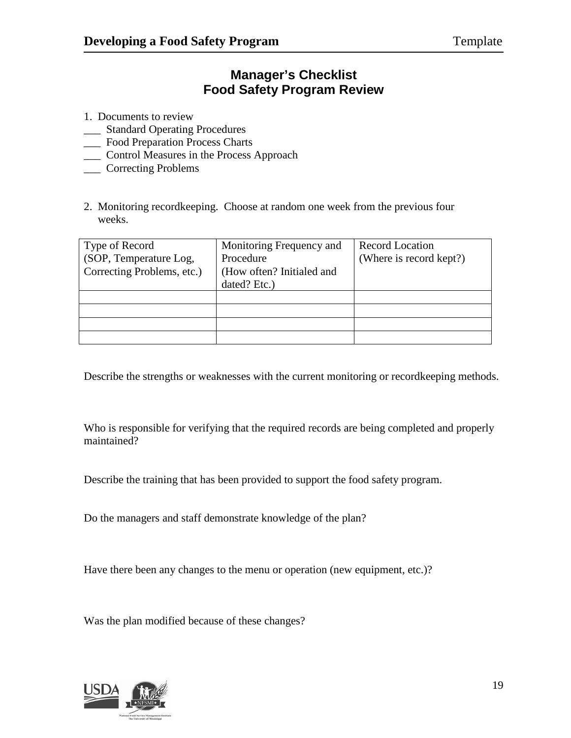## Manager's Checklist
## Food Safety Program Review

1. Documents to review

___ Standard Operating Procedures
___ Food Preparation Process Charts
___ Control Measures in the Process Approach
___ Correcting Problems

2. Monitoring recordkeeping. Choose at random one week from the previous four weeks.

| Type of Record (SOP, Temperature Log, Correcting Problems, etc.) | Monitoring Frequency and Procedure (How often? Initialed and dated? Etc.) | Record Location (Where is record kept?) |
|---|---|---|
| | | |
| | | |
| | | |
| | | |

Describe the strengths or weaknesses with the current monitoring or recordkeeping methods.

Who is responsible for verifying that the required records are being completed and properly maintained?

Describe the training that has been provided to support the food safety program.

Do the managers and staff demonstrate knowledge of the plan?

Have there been any changes to the menu or operation (new equipment, etc.)?

Was the plan modified because of these changes?